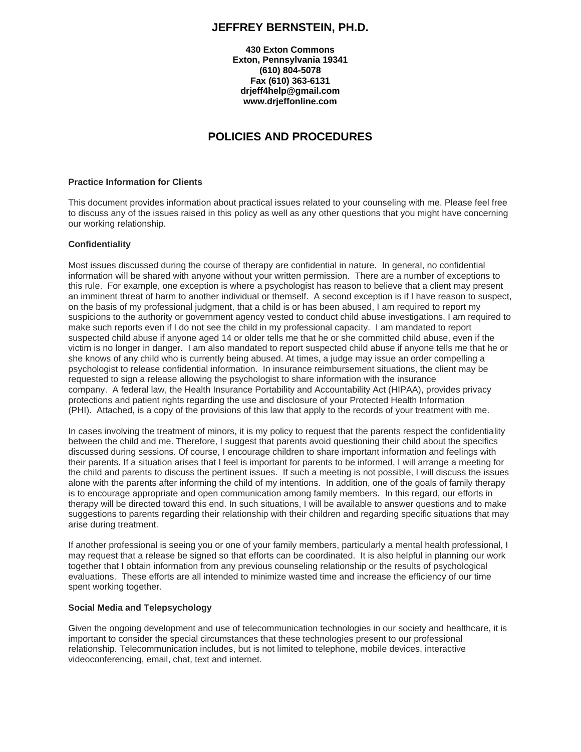# JEFFREY BERNSTEIN, PH.D.

**430 Exton Commons**
**Exton, Pennsylvania 19341**
**(610) 804-5078**
**Fax (610) 363-6131**
**drjeff4help@gmail.com**
**www.drjeffonline.com**

## POLICIES AND PROCEDURES

**Practice Information for Clients**

This document provides information about practical issues related to your counseling with me. Please feel free to discuss any of the issues raised in this policy as well as any other questions that you might have concerning our working relationship.

**Confidentiality**

Most issues discussed during the course of therapy are confidential in nature. In general, no confidential information will be shared with anyone without your written permission. There are a number of exceptions to this rule. For example, one exception is where a psychologist has reason to believe that a client may present an imminent threat of harm to another individual or themself. A second exception is if I have reason to suspect, on the basis of my professional judgment, that a child is or has been abused, I am required to report my suspicions to the authority or government agency vested to conduct child abuse investigations, I am required to make such reports even if I do not see the child in my professional capacity. I am mandated to report suspected child abuse if anyone aged 14 or older tells me that he or she committed child abuse, even if the victim is no longer in danger. I am also mandated to report suspected child abuse if anyone tells me that he or she knows of any child who is currently being abused. At times, a judge may issue an order compelling a psychologist to release confidential information. In insurance reimbursement situations, the client may be requested to sign a release allowing the psychologist to share information with the insurance company. A federal law, the Health Insurance Portability and Accountability Act (HIPAA), provides privacy protections and patient rights regarding the use and disclosure of your Protected Health Information (PHI). Attached, is a copy of the provisions of this law that apply to the records of your treatment with me.

In cases involving the treatment of minors, it is my policy to request that the parents respect the confidentiality between the child and me. Therefore, I suggest that parents avoid questioning their child about the specifics discussed during sessions. Of course, I encourage children to share important information and feelings with their parents. If a situation arises that I feel is important for parents to be informed, I will arrange a meeting for the child and parents to discuss the pertinent issues. If such a meeting is not possible, I will discuss the issues alone with the parents after informing the child of my intentions. In addition, one of the goals of family therapy is to encourage appropriate and open communication among family members. In this regard, our efforts in therapy will be directed toward this end. In such situations, I will be available to answer questions and to make suggestions to parents regarding their relationship with their children and regarding specific situations that may arise during treatment.

If another professional is seeing you or one of your family members, particularly a mental health professional, I may request that a release be signed so that efforts can be coordinated. It is also helpful in planning our work together that I obtain information from any previous counseling relationship or the results of psychological evaluations. These efforts are all intended to minimize wasted time and increase the efficiency of our time spent working together.

**Social Media and Telepsychology**

Given the ongoing development and use of telecommunication technologies in our society and healthcare, it is important to consider the special circumstances that these technologies present to our professional relationship. Telecommunication includes, but is not limited to telephone, mobile devices, interactive videoconferencing, email, chat, text and internet.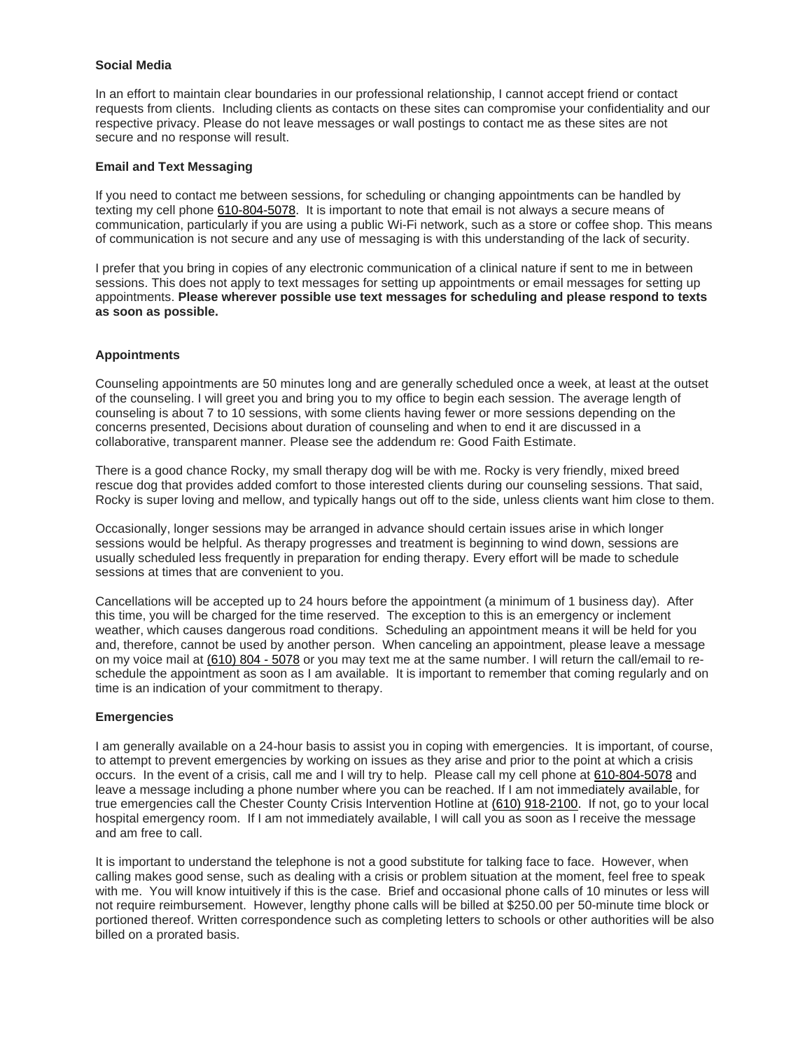### Social Media

In an effort to maintain clear boundaries in our professional relationship, I cannot accept friend or contact requests from clients. Including clients as contacts on these sites can compromise your confidentiality and our respective privacy. Please do not leave messages or wall postings to contact me as these sites are not secure and no response will result.

### Email and Text Messaging

If you need to contact me between sessions, for scheduling or changing appointments can be handled by texting my cell phone 610-804-5078. It is important to note that email is not always a secure means of communication, particularly if you are using a public Wi-Fi network, such as a store or coffee shop. This means of communication is not secure and any use of messaging is with this understanding of the lack of security.

I prefer that you bring in copies of any electronic communication of a clinical nature if sent to me in between sessions. This does not apply to text messages for setting up appointments or email messages for setting up appointments. **Please wherever possible use text messages for scheduling and please respond to texts as soon as possible.**

### Appointments

Counseling appointments are 50 minutes long and are generally scheduled once a week, at least at the outset of the counseling. I will greet you and bring you to my office to begin each session. The average length of counseling is about 7 to 10 sessions, with some clients having fewer or more sessions depending on the concerns presented, Decisions about duration of counseling and when to end it are discussed in a collaborative, transparent manner. Please see the addendum re: Good Faith Estimate.

There is a good chance Rocky, my small therapy dog will be with me. Rocky is very friendly, mixed breed rescue dog that provides added comfort to those interested clients during our counseling sessions. That said, Rocky is super loving and mellow, and typically hangs out off to the side, unless clients want him close to them.

Occasionally, longer sessions may be arranged in advance should certain issues arise in which longer sessions would be helpful. As therapy progresses and treatment is beginning to wind down, sessions are usually scheduled less frequently in preparation for ending therapy. Every effort will be made to schedule sessions at times that are convenient to you.

Cancellations will be accepted up to 24 hours before the appointment (a minimum of 1 business day). After this time, you will be charged for the time reserved. The exception to this is an emergency or inclement weather, which causes dangerous road conditions. Scheduling an appointment means it will be held for you and, therefore, cannot be used by another person. When canceling an appointment, please leave a message on my voice mail at (610) 804 - 5078 or you may text me at the same number. I will return the call/email to re-schedule the appointment as soon as I am available. It is important to remember that coming regularly and on time is an indication of your commitment to therapy.

### Emergencies

I am generally available on a 24-hour basis to assist you in coping with emergencies. It is important, of course, to attempt to prevent emergencies by working on issues as they arise and prior to the point at which a crisis occurs. In the event of a crisis, call me and I will try to help. Please call my cell phone at 610-804-5078 and leave a message including a phone number where you can be reached. If I am not immediately available, for true emergencies call the Chester County Crisis Intervention Hotline at (610) 918-2100. If not, go to your local hospital emergency room. If I am not immediately available, I will call you as soon as I receive the message and am free to call.

It is important to understand the telephone is not a good substitute for talking face to face. However, when calling makes good sense, such as dealing with a crisis or problem situation at the moment, feel free to speak with me. You will know intuitively if this is the case. Brief and occasional phone calls of 10 minutes or less will not require reimbursement. However, lengthy phone calls will be billed at $250.00 per 50-minute time block or portioned thereof. Written correspondence such as completing letters to schools or other authorities will be also billed on a prorated basis.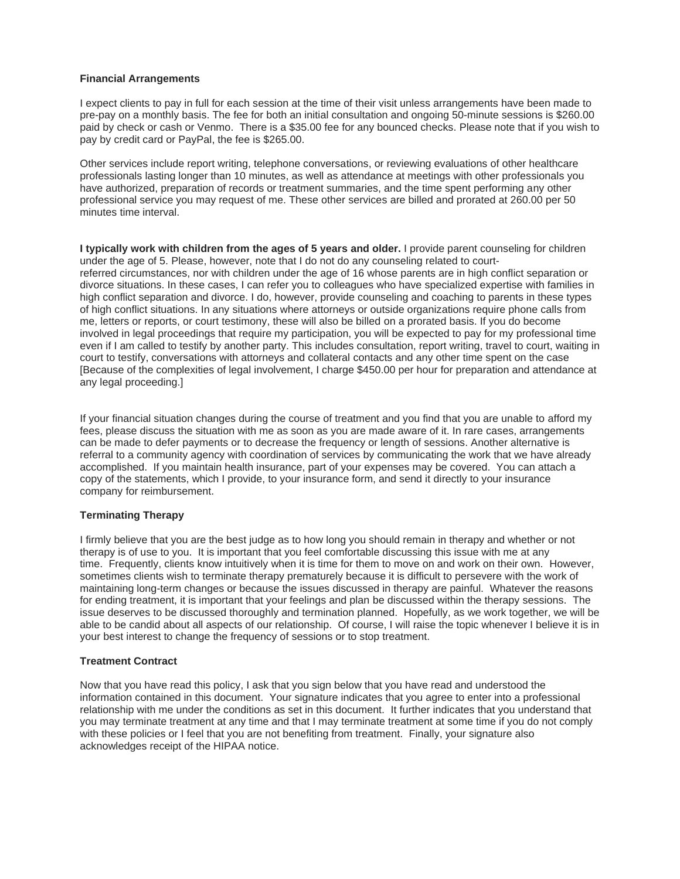**Financial Arrangements**

I expect clients to pay in full for each session at the time of their visit unless arrangements have been made to pre-pay on a monthly basis. The fee for both an initial consultation and ongoing 50-minute sessions is $260.00 paid by check or cash or Venmo. There is a $35.00 fee for any bounced checks. Please note that if you wish to pay by credit card or PayPal, the fee is $265.00.

Other services include report writing, telephone conversations, or reviewing evaluations of other healthcare professionals lasting longer than 10 minutes, as well as attendance at meetings with other professionals you have authorized, preparation of records or treatment summaries, and the time spent performing any other professional service you may request of me. These other services are billed and prorated at 260.00 per 50 minutes time interval.

**I typically work with children from the ages of 5 years and older.** I provide parent counseling for children under the age of 5. Please, however, note that I do not do any counseling related to court-referred circumstances, nor with children under the age of 16 whose parents are in high conflict separation or divorce situations. In these cases, I can refer you to colleagues who have specialized expertise with families in high conflict separation and divorce. I do, however, provide counseling and coaching to parents in these types of high conflict situations. In any situations where attorneys or outside organizations require phone calls from me, letters or reports, or court testimony, these will also be billed on a prorated basis. If you do become involved in legal proceedings that require my participation, you will be expected to pay for my professional time even if I am called to testify by another party. This includes consultation, report writing, travel to court, waiting in court to testify, conversations with attorneys and collateral contacts and any other time spent on the case [Because of the complexities of legal involvement, I charge $450.00 per hour for preparation and attendance at any legal proceeding.]

If your financial situation changes during the course of treatment and you find that you are unable to afford my fees, please discuss the situation with me as soon as you are made aware of it. In rare cases, arrangements can be made to defer payments or to decrease the frequency or length of sessions. Another alternative is referral to a community agency with coordination of services by communicating the work that we have already accomplished. If you maintain health insurance, part of your expenses may be covered. You can attach a copy of the statements, which I provide, to your insurance form, and send it directly to your insurance company for reimbursement.

**Terminating Therapy**

I firmly believe that you are the best judge as to how long you should remain in therapy and whether or not therapy is of use to you. It is important that you feel comfortable discussing this issue with me at any time. Frequently, clients know intuitively when it is time for them to move on and work on their own. However, sometimes clients wish to terminate therapy prematurely because it is difficult to persevere with the work of maintaining long-term changes or because the issues discussed in therapy are painful. Whatever the reasons for ending treatment, it is important that your feelings and plan be discussed within the therapy sessions. The issue deserves to be discussed thoroughly and termination planned. Hopefully, as we work together, we will be able to be candid about all aspects of our relationship. Of course, I will raise the topic whenever I believe it is in your best interest to change the frequency of sessions or to stop treatment.

**Treatment Contract**

Now that you have read this policy, I ask that you sign below that you have read and understood the information contained in this document. Your signature indicates that you agree to enter into a professional relationship with me under the conditions as set in this document. It further indicates that you understand that you may terminate treatment at any time and that I may terminate treatment at some time if you do not comply with these policies or I feel that you are not benefiting from treatment. Finally, your signature also acknowledges receipt of the HIPAA notice.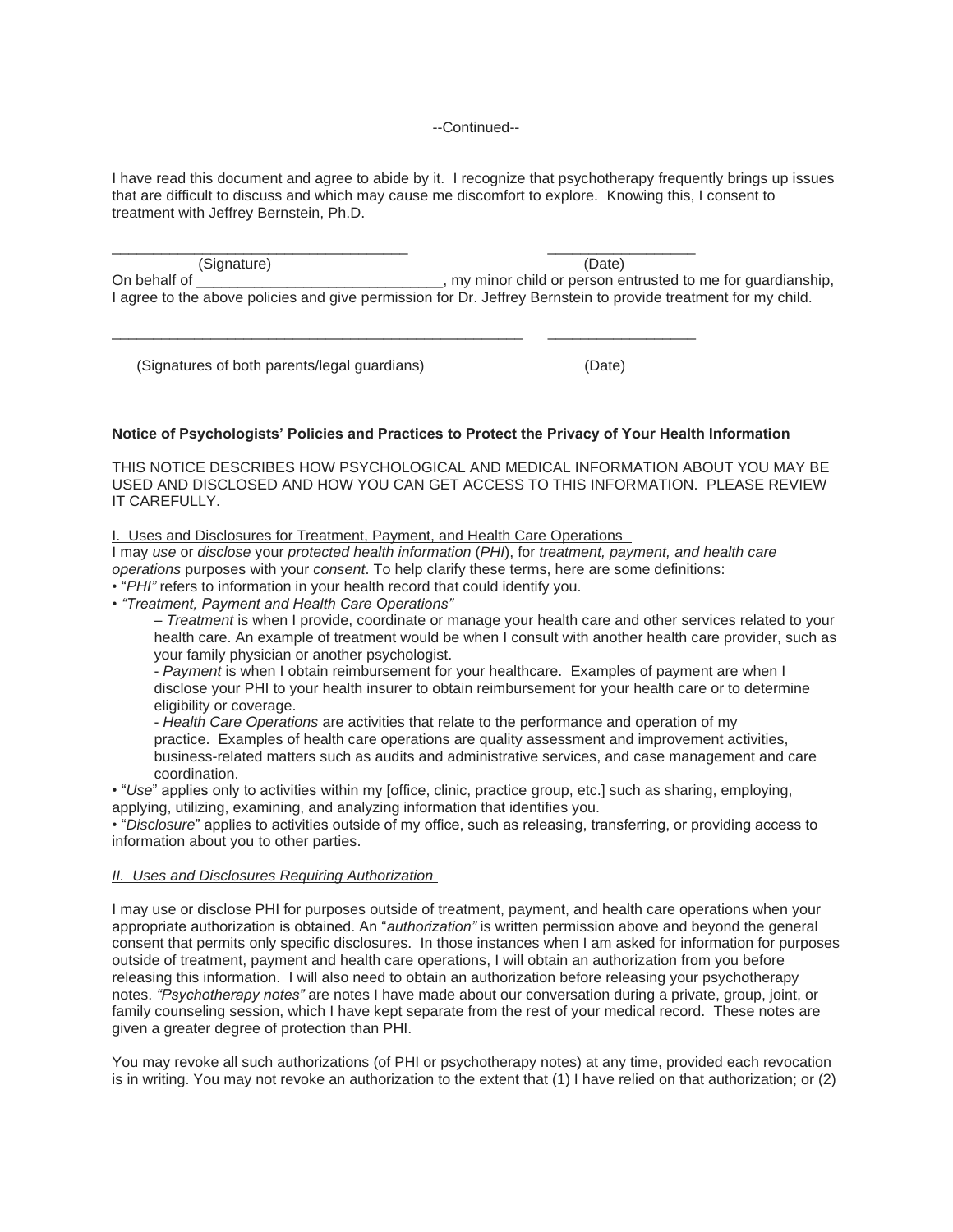--Continued--

I have read this document and agree to abide by it. I recognize that psychotherapy frequently brings up issues that are difficult to discuss and which may cause me discomfort to explore. Knowing this, I consent to treatment with Jeffrey Bernstein, Ph.D.

___________________________________ __________________
(Signature) (Date)

On behalf of ______________________________, my minor child or person entrusted to me for guardianship, I agree to the above policies and give permission for Dr. Jeffrey Bernstein to provide treatment for my child.

_________________________________________________ __________________

(Signatures of both parents/legal guardians) (Date)

**Notice of Psychologists' Policies and Practices to Protect the Privacy of Your Health Information**

THIS NOTICE DESCRIBES HOW PSYCHOLOGICAL AND MEDICAL INFORMATION ABOUT YOU MAY BE USED AND DISCLOSED AND HOW YOU CAN GET ACCESS TO THIS INFORMATION. PLEASE REVIEW IT CAREFULLY.

I. Uses and Disclosures for Treatment, Payment, and Health Care Operations

I may *use* or *disclose* your *protected health information* (*PHI*), for *treatment, payment, and health care operations* purposes with your *consent*. To help clarify these terms, here are some definitions:

- "*PHI"* refers to information in your health record that could identify you.
- *"Treatment, Payment and Health Care Operations"*
  - *Treatment* is when I provide, coordinate or manage your health care and other services related to your health care. An example of treatment would be when I consult with another health care provider, such as your family physician or another psychologist.
  - *Payment* is when I obtain reimbursement for your healthcare. Examples of payment are when I disclose your PHI to your health insurer to obtain reimbursement for your health care or to determine eligibility or coverage.
  - *Health Care Operations* are activities that relate to the performance and operation of my practice. Examples of health care operations are quality assessment and improvement activities, business-related matters such as audits and administrative services, and case management and care coordination.
- "*Use*" applies only to activities within my [office, clinic, practice group, etc.] such as sharing, employing, applying, utilizing, examining, and analyzing information that identifies you.
- "*Disclosure*" applies to activities outside of my office, such as releasing, transferring, or providing access to information about you to other parties.

*II. Uses and Disclosures Requiring Authorization*

I may use or disclose PHI for purposes outside of treatment, payment, and health care operations when your appropriate authorization is obtained. An "*authorization"* is written permission above and beyond the general consent that permits only specific disclosures. In those instances when I am asked for information for purposes outside of treatment, payment and health care operations, I will obtain an authorization from you before releasing this information. I will also need to obtain an authorization before releasing your psychotherapy notes. *"Psychotherapy notes"* are notes I have made about our conversation during a private, group, joint, or family counseling session, which I have kept separate from the rest of your medical record. These notes are given a greater degree of protection than PHI.

You may revoke all such authorizations (of PHI or psychotherapy notes) at any time, provided each revocation is in writing. You may not revoke an authorization to the extent that (1) I have relied on that authorization; or (2)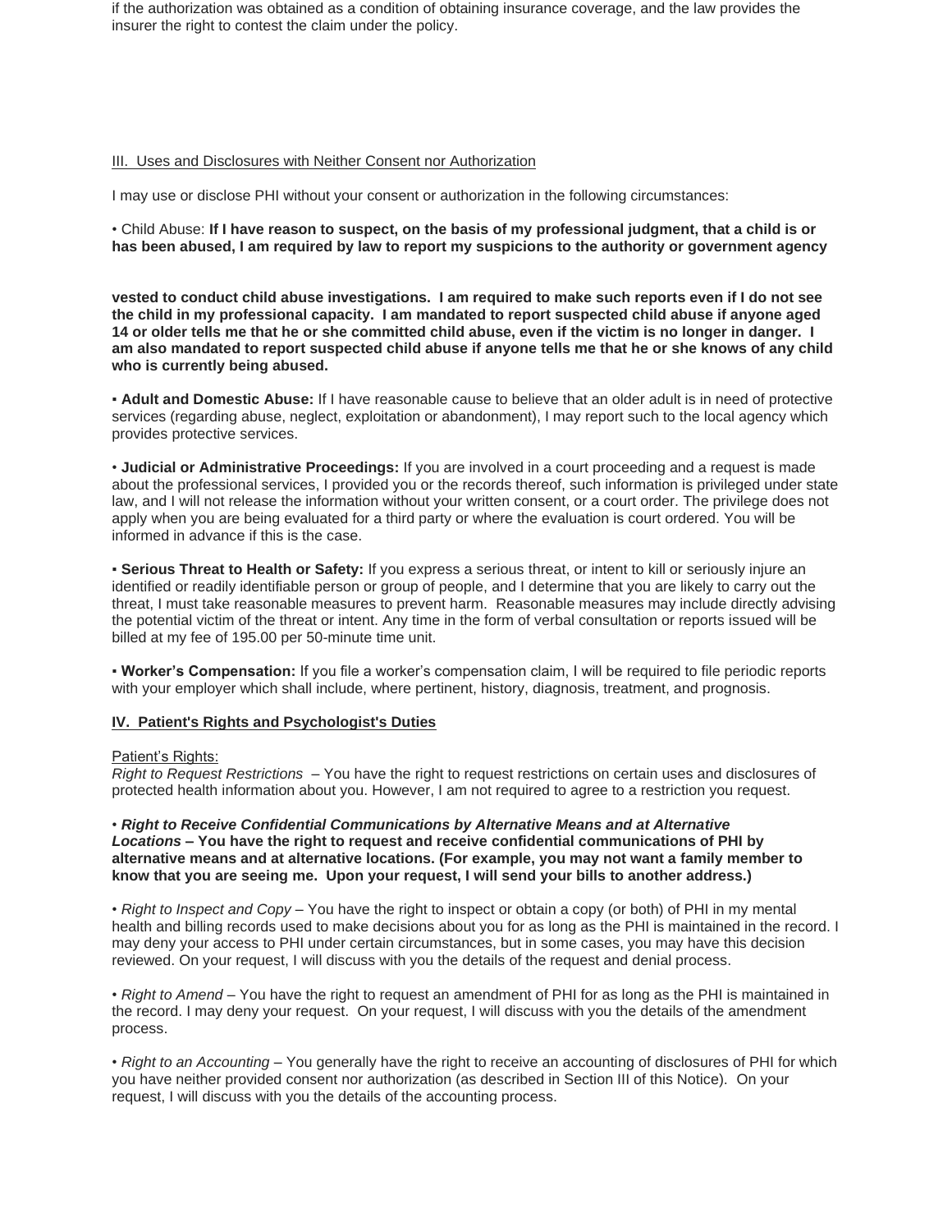if the authorization was obtained as a condition of obtaining insurance coverage, and the law provides the insurer the right to contest the claim under the policy.

III. Uses and Disclosures with Neither Consent nor Authorization

I may use or disclose PHI without your consent or authorization in the following circumstances:

• Child Abuse: **If I have reason to suspect, on the basis of my professional judgment, that a child is or has been abused, I am required by law to report my suspicions to the authority or government agency vested to conduct child abuse investigations. I am required to make such reports even if I do not see the child in my professional capacity. I am mandated to report suspected child abuse if anyone aged 14 or older tells me that he or she committed child abuse, even if the victim is no longer in danger. I am also mandated to report suspected child abuse if anyone tells me that he or she knows of any child who is currently being abused.**

▪ **Adult and Domestic Abuse:** If I have reasonable cause to believe that an older adult is in need of protective services (regarding abuse, neglect, exploitation or abandonment), I may report such to the local agency which provides protective services.

• **Judicial or Administrative Proceedings:** If you are involved in a court proceeding and a request is made about the professional services, I provided you or the records thereof, such information is privileged under state law, and I will not release the information without your written consent, or a court order. The privilege does not apply when you are being evaluated for a third party or where the evaluation is court ordered. You will be informed in advance if this is the case.

▪ **Serious Threat to Health or Safety:** If you express a serious threat, or intent to kill or seriously injure an identified or readily identifiable person or group of people, and I determine that you are likely to carry out the threat, I must take reasonable measures to prevent harm. Reasonable measures may include directly advising the potential victim of the threat or intent. Any time in the form of verbal consultation or reports issued will be billed at my fee of 195.00 per 50-minute time unit.

▪ **Worker's Compensation:** If you file a worker's compensation claim, I will be required to file periodic reports with your employer which shall include, where pertinent, history, diagnosis, treatment, and prognosis.

**IV. Patient's Rights and Psychologist's Duties**

Patient's Rights:

*Right to Request Restrictions* – You have the right to request restrictions on certain uses and disclosures of protected health information about you. However, I am not required to agree to a restriction you request.

• ***Right to Receive Confidential Communications by Alternative Means and at Alternative Locations*** **– You have the right to request and receive confidential communications of PHI by alternative means and at alternative locations. (For example, you may not want a family member to know that you are seeing me. Upon your request, I will send your bills to another address.)**

• *Right to Inspect and Copy* – You have the right to inspect or obtain a copy (or both) of PHI in my mental health and billing records used to make decisions about you for as long as the PHI is maintained in the record. I may deny your access to PHI under certain circumstances, but in some cases, you may have this decision reviewed. On your request, I will discuss with you the details of the request and denial process.

• *Right to Amend* – You have the right to request an amendment of PHI for as long as the PHI is maintained in the record. I may deny your request. On your request, I will discuss with you the details of the amendment process.

• *Right to an Accounting* – You generally have the right to receive an accounting of disclosures of PHI for which you have neither provided consent nor authorization (as described in Section III of this Notice). On your request, I will discuss with you the details of the accounting process.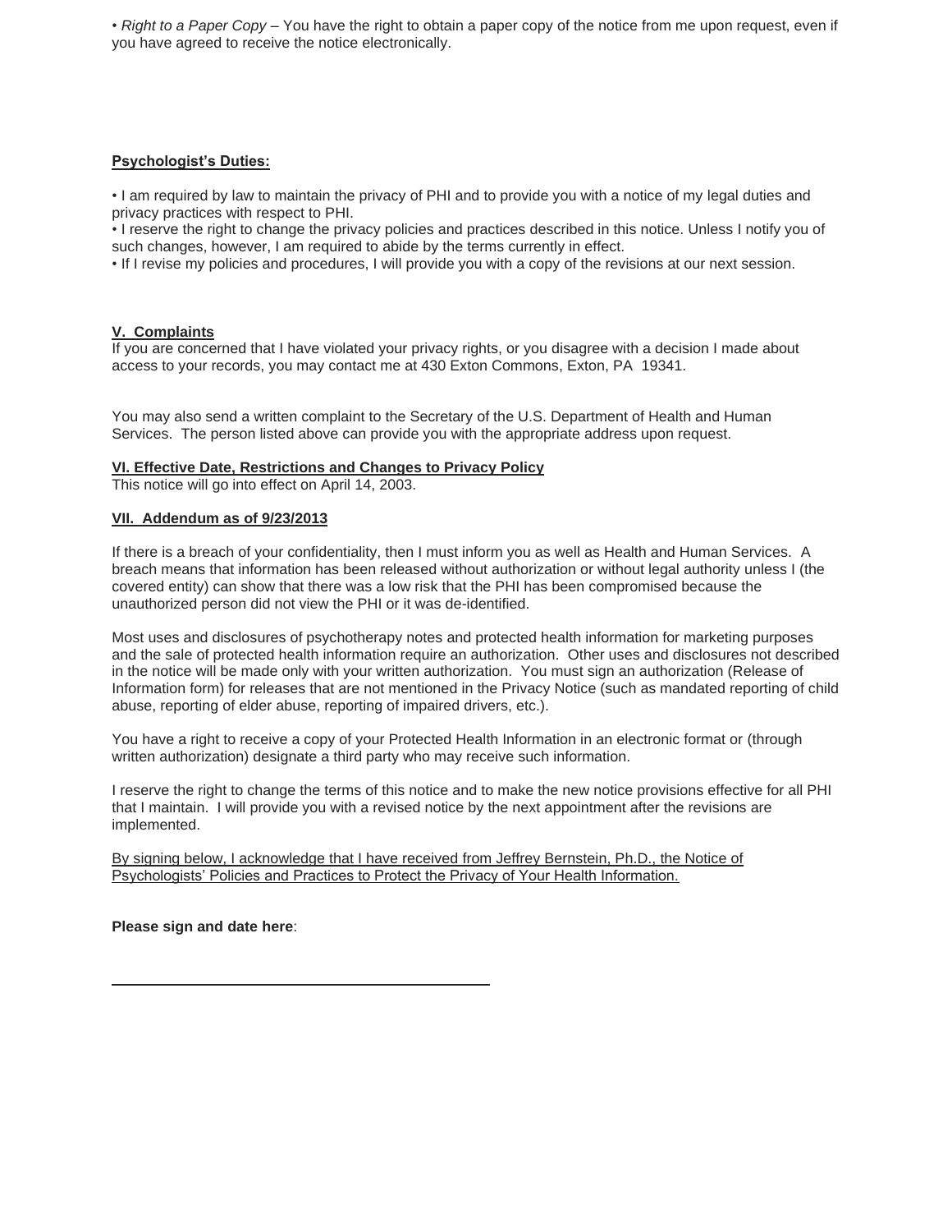• *Right to a Paper Copy* – You have the right to obtain a paper copy of the notice from me upon request, even if you have agreed to receive the notice electronically.

**Psychologist's Duties:**

• I am required by law to maintain the privacy of PHI and to provide you with a notice of my legal duties and privacy practices with respect to PHI.
• I reserve the right to change the privacy policies and practices described in this notice. Unless I notify you of such changes, however, I am required to abide by the terms currently in effect.
• If I revise my policies and procedures, I will provide you with a copy of the revisions at our next session.

**V. Complaints**

If you are concerned that I have violated your privacy rights, or you disagree with a decision I made about access to your records, you may contact me at 430 Exton Commons, Exton, PA 19341.

You may also send a written complaint to the Secretary of the U.S. Department of Health and Human Services. The person listed above can provide you with the appropriate address upon request.

**VI. Effective Date, Restrictions and Changes to Privacy Policy**

This notice will go into effect on April 14, 2003.

**VII. Addendum as of 9/23/2013**

If there is a breach of your confidentiality, then I must inform you as well as Health and Human Services. A breach means that information has been released without authorization or without legal authority unless I (the covered entity) can show that there was a low risk that the PHI has been compromised because the unauthorized person did not view the PHI or it was de-identified.

Most uses and disclosures of psychotherapy notes and protected health information for marketing purposes and the sale of protected health information require an authorization. Other uses and disclosures not described in the notice will be made only with your written authorization. You must sign an authorization (Release of Information form) for releases that are not mentioned in the Privacy Notice (such as mandated reporting of child abuse, reporting of elder abuse, reporting of impaired drivers, etc.).

You have a right to receive a copy of your Protected Health Information in an electronic format or (through written authorization) designate a third party who may receive such information.

I reserve the right to change the terms of this notice and to make the new notice provisions effective for all PHI that I maintain. I will provide you with a revised notice by the next appointment after the revisions are implemented.

By signing below, I acknowledge that I have received from Jeffrey Bernstein, Ph.D., the Notice of Psychologists' Policies and Practices to Protect the Privacy of Your Health Information.

**Please sign and date here**:

\_\_\_\_\_\_\_\_\_\_\_\_\_\_\_\_\_\_\_\_\_\_\_\_\_\_\_\_\_\_\_\_\_\_\_\_\_\_\_\_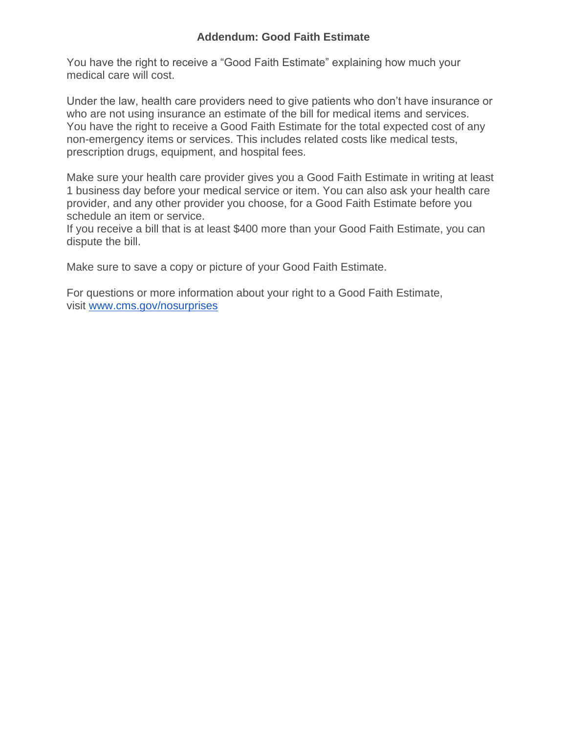## Addendum: Good Faith Estimate

You have the right to receive a "Good Faith Estimate" explaining how much your medical care will cost.

Under the law, health care providers need to give patients who don't have insurance or who are not using insurance an estimate of the bill for medical items and services. You have the right to receive a Good Faith Estimate for the total expected cost of any non-emergency items or services. This includes related costs like medical tests, prescription drugs, equipment, and hospital fees.

Make sure your health care provider gives you a Good Faith Estimate in writing at least 1 business day before your medical service or item. You can also ask your health care provider, and any other provider you choose, for a Good Faith Estimate before you schedule an item or service.
If you receive a bill that is at least $400 more than your Good Faith Estimate, you can dispute the bill.

Make sure to save a copy or picture of your Good Faith Estimate.

For questions or more information about your right to a Good Faith Estimate, visit [www.cms.gov/nosurprises](http://www.cms.gov/nosurprises)